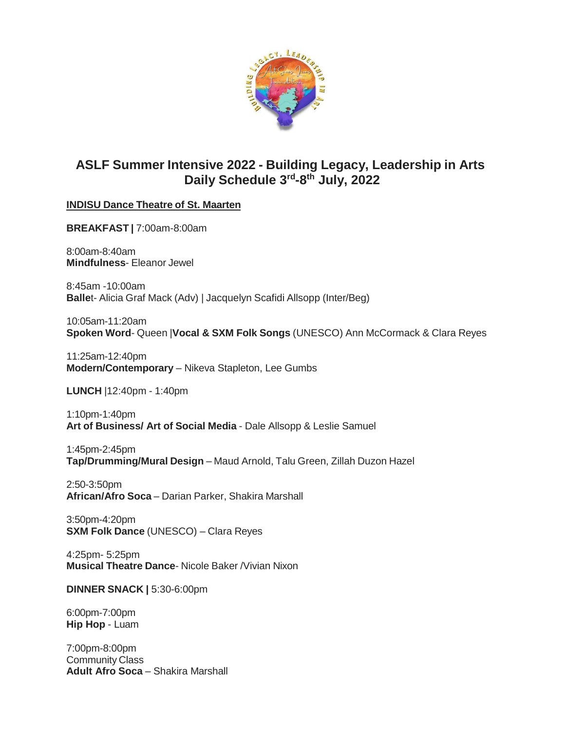# ASLF Summer Intensive 2022 - Building Legacy, Leadership in Arts
## Daily Schedule 3rd-8th July, 2022

**INDISU Dance Theatre of St. Maarten**

**BREAKFAST |** 7:00am-8:00am

8:00am-8:40am
**Mindfulness**- Eleanor Jewel

8:45am -10:00am
**Balle**t- Alicia Graf Mack (Adv) | Jacquelyn Scafidi Allsopp (Inter/Beg)

10:05am-11:20am
**Spoken Word**- Queen |**Vocal & SXM Folk Songs** (UNESCO) Ann McCormack & Clara Reyes

11:25am-12:40pm
**Modern/Contemporary** – Nikeva Stapleton, Lee Gumbs

**LUNCH** |12:40pm - 1:40pm

1:10pm-1:40pm
**Art of Business/ Art of Social Media** - Dale Allsopp & Leslie Samuel

1:45pm-2:45pm
**Tap/Drumming/Mural Design** – Maud Arnold, Talu Green, Zillah Duzon Hazel

2:50-3:50pm
**African/Afro Soca** – Darian Parker, Shakira Marshall

3:50pm-4:20pm
**SXM Folk Dance** (UNESCO) – Clara Reyes

4:25pm- 5:25pm
**Musical Theatre Dance**- Nicole Baker /Vivian Nixon

**DINNER SNACK |** 5:30-6:00pm

6:00pm-7:00pm
**Hip Hop** - Luam

7:00pm-8:00pm
Community Class
**Adult Afro Soca** – Shakira Marshall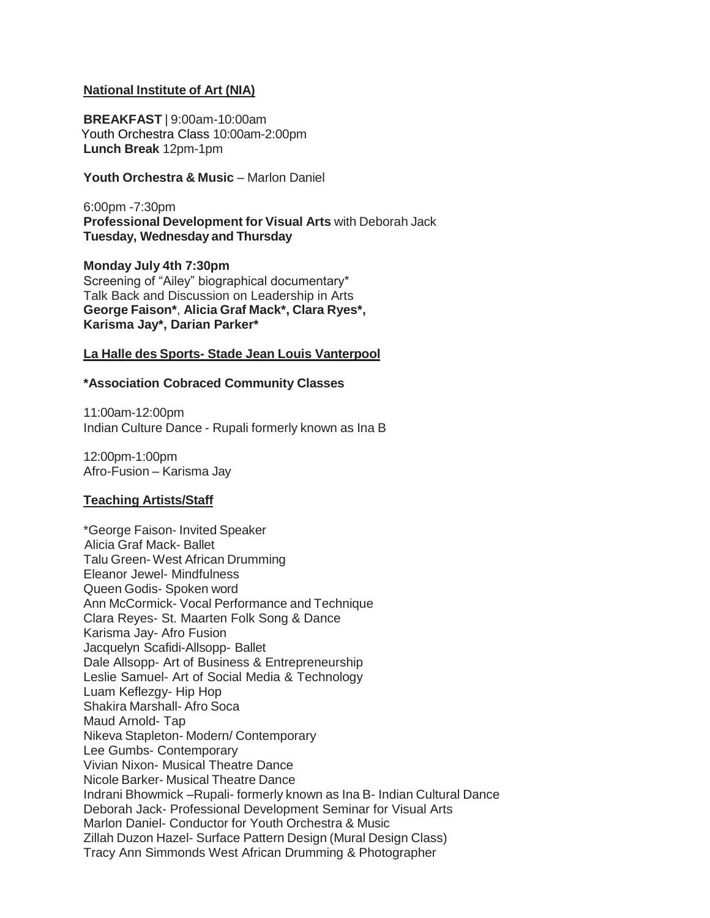**National Institute of Art (NIA)**

**BREAKFAST** | 9:00am-10:00am
Youth Orchestra Class 10:00am-2:00pm
**Lunch Break** 12pm-1pm

**Youth Orchestra & Music** – Marlon Daniel

6:00pm -7:30pm
**Professional Development for Visual Arts** with Deborah Jack
**Tuesday, Wednesday and Thursday**

**Monday July 4th 7:30pm**
Screening of "Ailey" biographical documentary*
Talk Back and Discussion on Leadership in Arts
**George Faison***, **Alicia Graf Mack*, Clara Ryes*, Karisma Jay*, Darian Parker***

**La Halle des Sports- Stade Jean Louis Vanterpool**

**\*Association Cobraced Community Classes**

11:00am-12:00pm
Indian Culture Dance - Rupali formerly known as Ina B

12:00pm-1:00pm
Afro-Fusion – Karisma Jay

**Teaching Artists/Staff**

*George Faison- Invited Speaker
Alicia Graf Mack- Ballet
Talu Green- West African Drumming
Eleanor Jewel- Mindfulness
Queen Godis- Spoken word
Ann McCormick- Vocal Performance and Technique
Clara Reyes- St. Maarten Folk Song & Dance
Karisma Jay- Afro Fusion
Jacquelyn Scafidi-Allsopp- Ballet
Dale Allsopp- Art of Business & Entrepreneurship
Leslie Samuel- Art of Social Media & Technology
Luam Keflezgy- Hip Hop
Shakira Marshall- Afro Soca
Maud Arnold- Tap
Nikeva Stapleton- Modern/ Contemporary
Lee Gumbs- Contemporary
Vivian Nixon- Musical Theatre Dance
Nicole Barker- Musical Theatre Dance
Indrani Bhowmick –Rupali- formerly known as Ina B- Indian Cultural Dance
Deborah Jack- Professional Development Seminar for Visual Arts
Marlon Daniel- Conductor for Youth Orchestra & Music
Zillah Duzon Hazel- Surface Pattern Design (Mural Design Class)
Tracy Ann Simmonds West African Drumming & Photographer